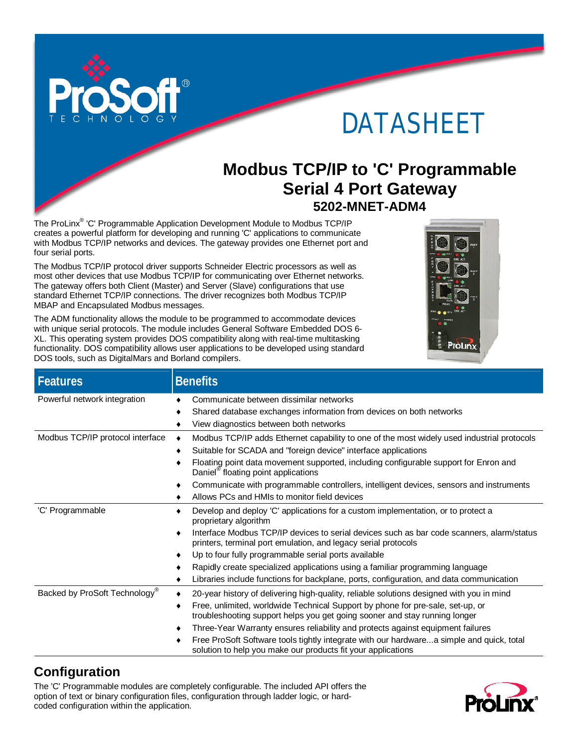# DATASHEET

## Modbus TCP/IP to 'C' Programmable Serial 4 Port Gateway

### 5202-MNET-ADM4

The ProLinx® 'C' Programmable Application Development Module to Modbus TCP/IP creates a powerful platform for developing and running 'C' applications to communicate with Modbus TCP/IP networks and devices. The gateway provides one Ethernet port and four serial ports.

The Modbus TCP/IP protocol driver supports Schneider Electric processors as well as most other devices that use Modbus TCP/IP for communicating over Ethernet networks. The gateway offers both Client (Master) and Server (Slave) configurations that use standard Ethernet TCP/IP connections. The driver recognizes both Modbus TCP/IP MBAP and Encapsulated Modbus messages.

The ADM functionality allows the module to be programmed to accommodate devices with unique serial protocols. The module includes General Software Embedded DOS 6-XL. This operating system provides DOS compatibility along with real-time multitasking functionality. DOS compatibility allows user applications to be developed using standard DOS tools, such as DigitalMars and Borland compilers.

| Features | Benefits |
|---|---|
| Powerful network integration | ♦ Communicate between dissimilar networks<br>♦ Shared database exchanges information from devices on both networks<br>♦ View diagnostics between both networks |
| Modbus TCP/IP protocol interface | ♦ Modbus TCP/IP adds Ethernet capability to one of the most widely used industrial protocols<br>♦ Suitable for SCADA and "foreign device" interface applications<br>♦ Floating point data movement supported, including configurable support for Enron and Daniel® floating point applications<br>♦ Communicate with programmable controllers, intelligent devices, sensors and instruments<br>♦ Allows PCs and HMIs to monitor field devices |
| 'C' Programmable | ♦ Develop and deploy 'C' applications for a custom implementation, or to protect a proprietary algorithm<br>♦ Interface Modbus TCP/IP devices to serial devices such as bar code scanners, alarm/status printers, terminal port emulation, and legacy serial protocols<br>♦ Up to four fully programmable serial ports available<br>♦ Rapidly create specialized applications using a familiar programming language<br>♦ Libraries include functions for backplane, ports, configuration, and data communication |
| Backed by ProSoft Technology® | ♦ 20-year history of delivering high-quality, reliable solutions designed with you in mind<br>♦ Free, unlimited, worldwide Technical Support by phone for pre-sale, set-up, or troubleshooting support helps you get going sooner and stay running longer<br>♦ Three-Year Warranty ensures reliability and protects against equipment failures<br>♦ Free ProSoft Software tools tightly integrate with our hardware...a simple and quick, total solution to help you make our products fit your applications |

## Configuration

The 'C' Programmable modules are completely configurable. The included API offers the option of text or binary configuration files, configuration through ladder logic, or hard-coded configuration within the application.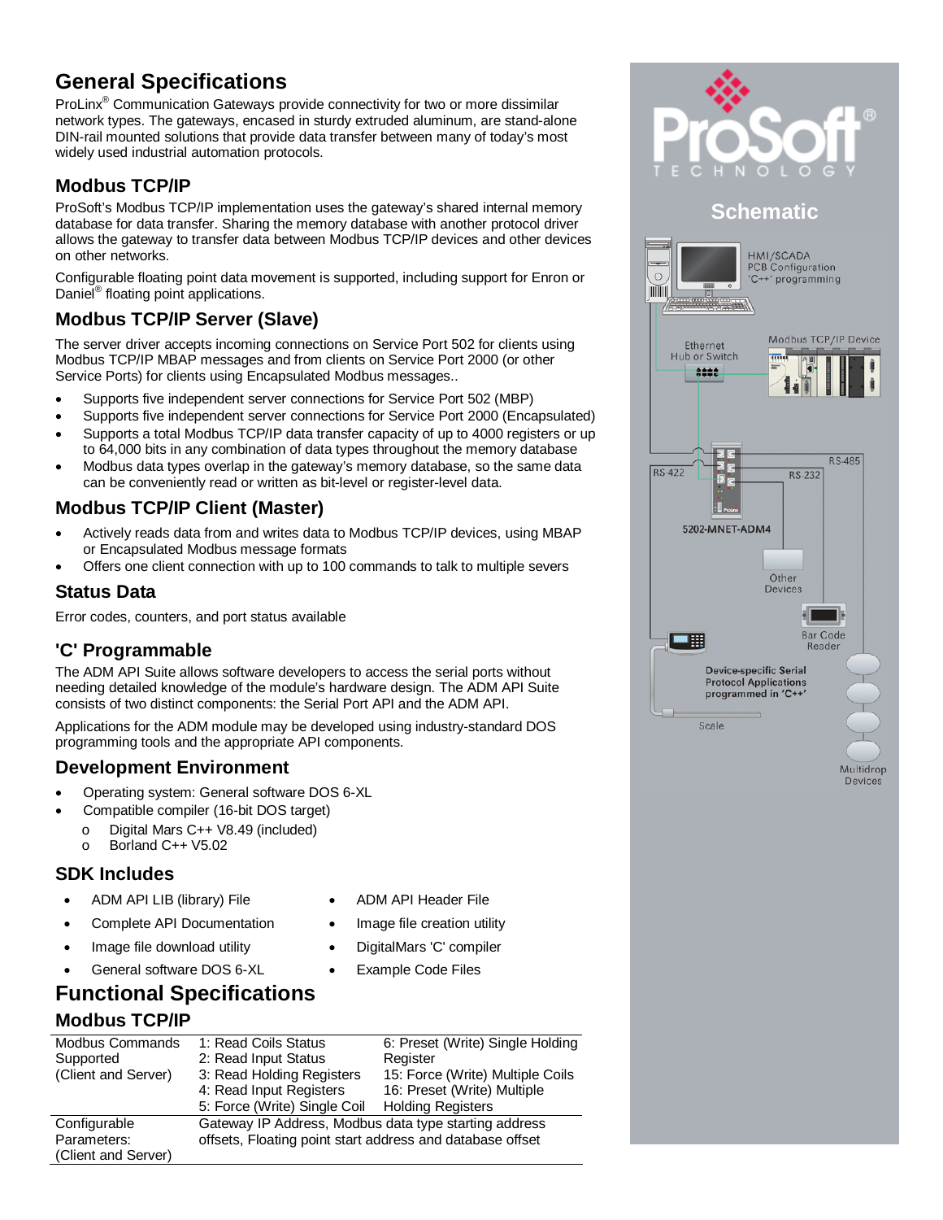# General Specifications

ProLinx® Communication Gateways provide connectivity for two or more dissimilar network types. The gateways, encased in sturdy extruded aluminum, are stand-alone DIN-rail mounted solutions that provide data transfer between many of today's most widely used industrial automation protocols.

## Modbus TCP/IP

ProSoft's Modbus TCP/IP implementation uses the gateway's shared internal memory database for data transfer. Sharing the memory database with another protocol driver allows the gateway to transfer data between Modbus TCP/IP devices and other devices on other networks.

Configurable floating point data movement is supported, including support for Enron or Daniel® floating point applications.

## Modbus TCP/IP Server (Slave)

The server driver accepts incoming connections on Service Port 502 for clients using Modbus TCP/IP MBAP messages and from clients on Service Port 2000 (or other Service Ports) for clients using Encapsulated Modbus messages..

- Supports five independent server connections for Service Port 502 (MBP)
- Supports five independent server connections for Service Port 2000 (Encapsulated)
- Supports a total Modbus TCP/IP data transfer capacity of up to 4000 registers or up to 64,000 bits in any combination of data types throughout the memory database
- Modbus data types overlap in the gateway's memory database, so the same data can be conveniently read or written as bit-level or register-level data.

## Modbus TCP/IP Client (Master)

- Actively reads data from and writes data to Modbus TCP/IP devices, using MBAP or Encapsulated Modbus message formats
- Offers one client connection with up to 100 commands to talk to multiple severs

## Status Data

Error codes, counters, and port status available

## 'C' Programmable

The ADM API Suite allows software developers to access the serial ports without needing detailed knowledge of the module's hardware design. The ADM API Suite consists of two distinct components: the Serial Port API and the ADM API.

Applications for the ADM module may be developed using industry-standard DOS programming tools and the appropriate API components.

## Development Environment

- Operating system: General software DOS 6-XL
- Compatible compiler (16-bit DOS target)
  - Digital Mars C++ V8.49 (included)
  - Borland C++ V5.02

## SDK Includes

- ADM API LIB (library) File
- Complete API Documentation
- Image file download utility
- General software DOS 6-XL
- ADM API Header File
- Image file creation utility
- DigitalMars 'C' compiler
- Example Code Files

# Functional Specifications

## Modbus TCP/IP

| | | |
|---|---|---|
| Modbus Commands Supported (Client and Server) | 1: Read Coils Status<br>2: Read Input Status<br>3: Read Holding Registers<br>4: Read Input Registers<br>5: Force (Write) Single Coil | 6: Preset (Write) Single Holding Register<br>15: Force (Write) Multiple Coils<br>16: Preset (Write) Multiple Holding Registers |
| Configurable Parameters: (Client and Server) | Gateway IP Address, Modbus data type starting address offsets, Floating point start address and database offset | |

## Schematic

HMI/SCADA PCB Configuration 'C++' programming

Ethernet Hub or Switch

Modbus TCP/IP Device

RS-422 RS-232 RS-485

5202-MNET-ADM4

Other Devices

Bar Code Reader

Device-specific Serial Protocol Applications programmed in 'C++'

Scale

Multidrop Devices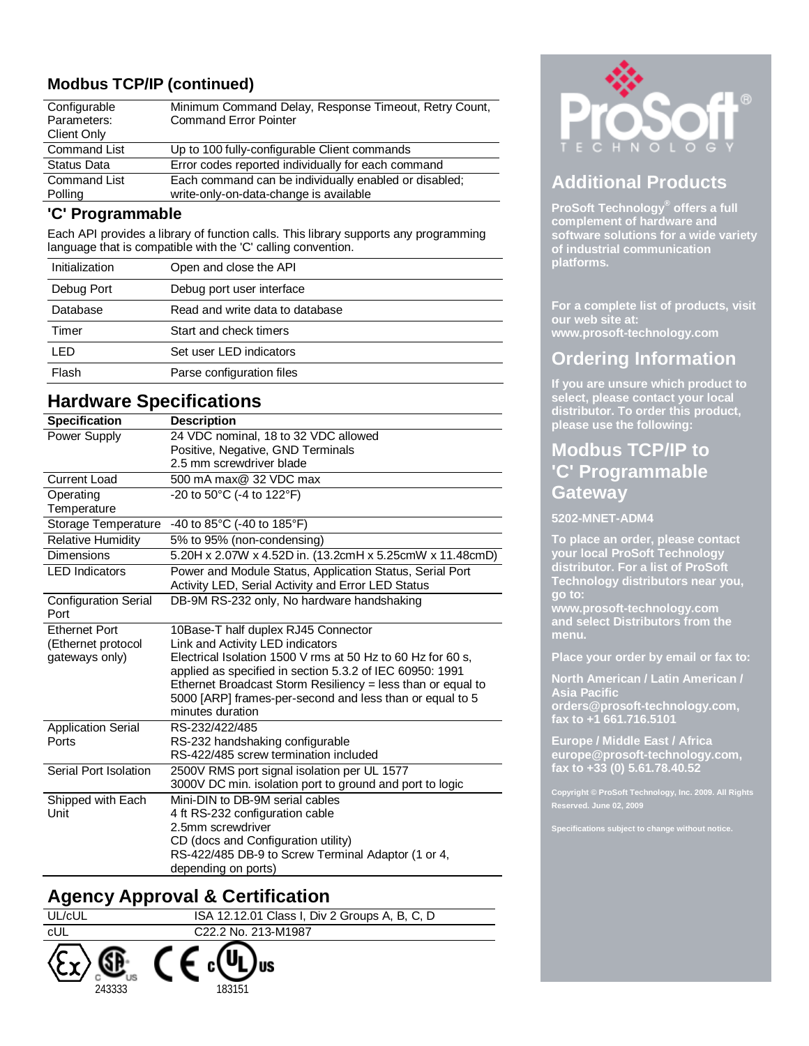## Modbus TCP/IP (continued)

| | |
|---|---|
| Configurable Parameters: Client Only | Minimum Command Delay, Response Timeout, Retry Count, Command Error Pointer |
| Command List | Up to 100 fully-configurable Client commands |
| Status Data | Error codes reported individually for each command |
| Command List Polling | Each command can be individually enabled or disabled; write-only-on-data-change is available |

## 'C' Programmable

Each API provides a library of function calls. This library supports any programming language that is compatible with the 'C' calling convention.

| | |
|---|---|
| Initialization | Open and close the API |
| Debug Port | Debug port user interface |
| Database | Read and write data to database |
| Timer | Start and check timers |
| LED | Set user LED indicators |
| Flash | Parse configuration files |

## Hardware Specifications

| Specification | Description |
|---|---|
| Power Supply | 24 VDC nominal, 18 to 32 VDC allowed<br>Positive, Negative, GND Terminals<br>2.5 mm screwdriver blade |
| Current Load | 500 mA max@ 32 VDC max |
| Operating Temperature | -20 to 50°C (-4 to 122°F) |
| Storage Temperature | -40 to 85°C (-40 to 185°F) |
| Relative Humidity | 5% to 95% (non-condensing) |
| Dimensions | 5.20H x 2.07W x 4.52D in. (13.2cmH x 5.25cmW x 11.48cmD) |
| LED Indicators | Power and Module Status, Application Status, Serial Port Activity LED, Serial Activity and Error LED Status |
| Configuration Serial Port | DB-9M RS-232 only, No hardware handshaking |
| Ethernet Port (Ethernet protocol gateways only) | 10Base-T half duplex RJ45 Connector<br>Link and Activity LED indicators<br>Electrical Isolation 1500 V rms at 50 Hz to 60 Hz for 60 s, applied as specified in section 5.3.2 of IEC 60950: 1991<br>Ethernet Broadcast Storm Resiliency = less than or equal to 5000 [ARP] frames-per-second and less than or equal to 5 minutes duration |
| Application Serial Ports | RS-232/422/485<br>RS-232 handshaking configurable<br>RS-422/485 screw termination included |
| Serial Port Isolation | 2500V RMS port signal isolation per UL 1577<br>3000V DC min. isolation port to ground and port to logic |
| Shipped with Each Unit | Mini-DIN to DB-9M serial cables<br>4 ft RS-232 configuration cable<br>2.5mm screwdriver<br>CD (docs and Configuration utility)<br>RS-422/485 DB-9 to Screw Terminal Adaptor (1 or 4, depending on ports) |

## Agency Approval & Certification

| | |
|---|---|
| UL/cUL | ISA 12.12.01 Class I, Div 2 Groups A, B, C, D |
| cUL | C22.2 No. 213-M1987 |

243333 183151

## Additional Products

**ProSoft Technology® offers a full complement of hardware and software solutions for a wide variety of industrial communication platforms.**

**For a complete list of products, visit our web site at: www.prosoft-technology.com**

## Ordering Information

**If you are unsure which product to select, please contact your local distributor. To order this product, please use the following:**

## Modbus TCP/IP to 'C' Programmable Gateway

**5202-MNET-ADM4**

**To place an order, please contact your local ProSoft Technology distributor. For a list of ProSoft Technology distributors near you, go to: www.prosoft-technology.com and select Distributors from the menu.**

**Place your order by email or fax to:**

**North American / Latin American / Asia Pacific**
**orders@prosoft-technology.com, fax to +1 661.716.5101**

**Europe / Middle East / Africa**
**europe@prosoft-technology.com, fax to +33 (0) 5.61.78.40.52**

Copyright © ProSoft Technology, Inc. 2009. All Rights Reserved. June 02, 2009

Specifications subject to change without notice.